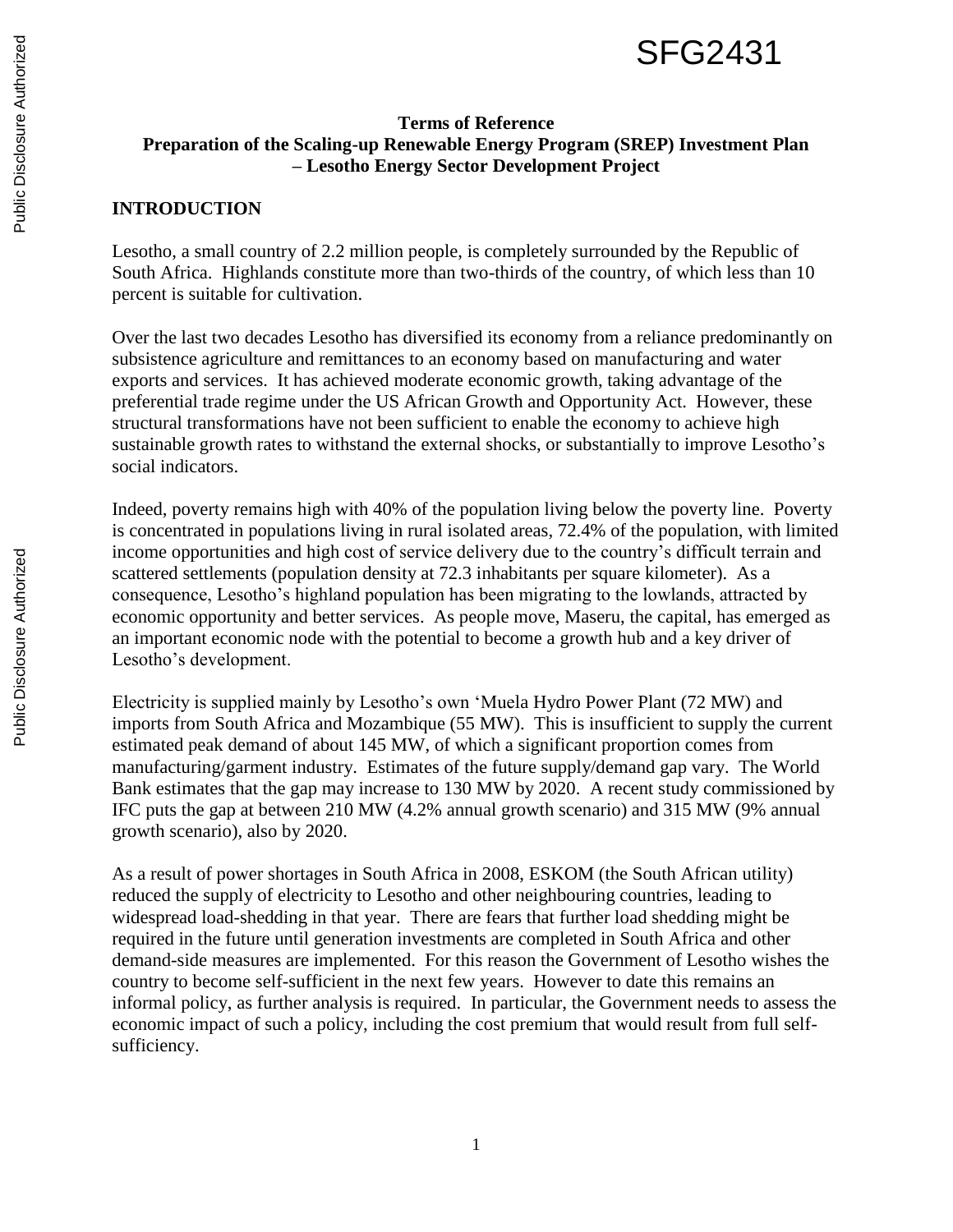SFG2431

**Terms of Reference**
**Preparation of the Scaling-up Renewable Energy Program (SREP) Investment Plan – Lesotho Energy Sector Development Project**

## INTRODUCTION

Lesotho, a small country of 2.2 million people, is completely surrounded by the Republic of South Africa. Highlands constitute more than two-thirds of the country, of which less than 10 percent is suitable for cultivation.

Over the last two decades Lesotho has diversified its economy from a reliance predominantly on subsistence agriculture and remittances to an economy based on manufacturing and water exports and services. It has achieved moderate economic growth, taking advantage of the preferential trade regime under the US African Growth and Opportunity Act. However, these structural transformations have not been sufficient to enable the economy to achieve high sustainable growth rates to withstand the external shocks, or substantially to improve Lesotho's social indicators.

Indeed, poverty remains high with 40% of the population living below the poverty line. Poverty is concentrated in populations living in rural isolated areas, 72.4% of the population, with limited income opportunities and high cost of service delivery due to the country's difficult terrain and scattered settlements (population density at 72.3 inhabitants per square kilometer). As a consequence, Lesotho's highland population has been migrating to the lowlands, attracted by economic opportunity and better services. As people move, Maseru, the capital, has emerged as an important economic node with the potential to become a growth hub and a key driver of Lesotho's development.

Electricity is supplied mainly by Lesotho's own 'Muela Hydro Power Plant (72 MW) and imports from South Africa and Mozambique (55 MW). This is insufficient to supply the current estimated peak demand of about 145 MW, of which a significant proportion comes from manufacturing/garment industry. Estimates of the future supply/demand gap vary. The World Bank estimates that the gap may increase to 130 MW by 2020. A recent study commissioned by IFC puts the gap at between 210 MW (4.2% annual growth scenario) and 315 MW (9% annual growth scenario), also by 2020.

As a result of power shortages in South Africa in 2008, ESKOM (the South African utility) reduced the supply of electricity to Lesotho and other neighbouring countries, leading to widespread load-shedding in that year. There are fears that further load shedding might be required in the future until generation investments are completed in South Africa and other demand-side measures are implemented. For this reason the Government of Lesotho wishes the country to become self-sufficient in the next few years. However to date this remains an informal policy, as further analysis is required. In particular, the Government needs to assess the economic impact of such a policy, including the cost premium that would result from full self-sufficiency.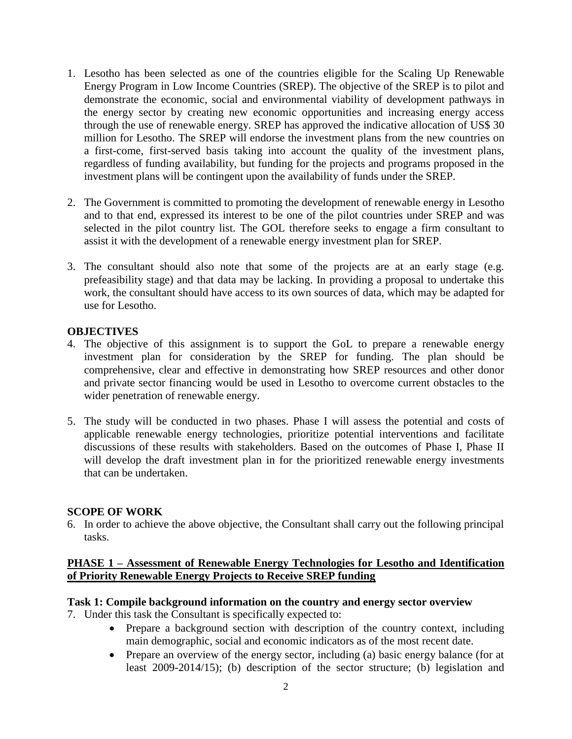1. Lesotho has been selected as one of the countries eligible for the Scaling Up Renewable Energy Program in Low Income Countries (SREP). The objective of the SREP is to pilot and demonstrate the economic, social and environmental viability of development pathways in the energy sector by creating new economic opportunities and increasing energy access through the use of renewable energy. SREP has approved the indicative allocation of US$ 30 million for Lesotho. The SREP will endorse the investment plans from the new countries on a first-come, first-served basis taking into account the quality of the investment plans, regardless of funding availability, but funding for the projects and programs proposed in the investment plans will be contingent upon the availability of funds under the SREP.

2. The Government is committed to promoting the development of renewable energy in Lesotho and to that end, expressed its interest to be one of the pilot countries under SREP and was selected in the pilot country list. The GOL therefore seeks to engage a firm consultant to assist it with the development of a renewable energy investment plan for SREP.

3. The consultant should also note that some of the projects are at an early stage (e.g. prefeasibility stage) and that data may be lacking. In providing a proposal to undertake this work, the consultant should have access to its own sources of data, which may be adapted for use for Lesotho.

## OBJECTIVES

4. The objective of this assignment is to support the GoL to prepare a renewable energy investment plan for consideration by the SREP for funding. The plan should be comprehensive, clear and effective in demonstrating how SREP resources and other donor and private sector financing would be used in Lesotho to overcome current obstacles to the wider penetration of renewable energy.

5. The study will be conducted in two phases. Phase I will assess the potential and costs of applicable renewable energy technologies, prioritize potential interventions and facilitate discussions of these results with stakeholders. Based on the outcomes of Phase I, Phase II will develop the draft investment plan in for the prioritized renewable energy investments that can be undertaken.

## SCOPE OF WORK

6. In order to achieve the above objective, the Consultant shall carry out the following principal tasks.

### PHASE 1 – Assessment of Renewable Energy Technologies for Lesotho and Identification of Priority Renewable Energy Projects to Receive SREP funding

**Task 1: Compile background information on the country and energy sector overview**

7. Under this task the Consultant is specifically expected to:
   - Prepare a background section with description of the country context, including main demographic, social and economic indicators as of the most recent date.
   - Prepare an overview of the energy sector, including (a) basic energy balance (for at least 2009-2014/15); (b) description of the sector structure; (b) legislation and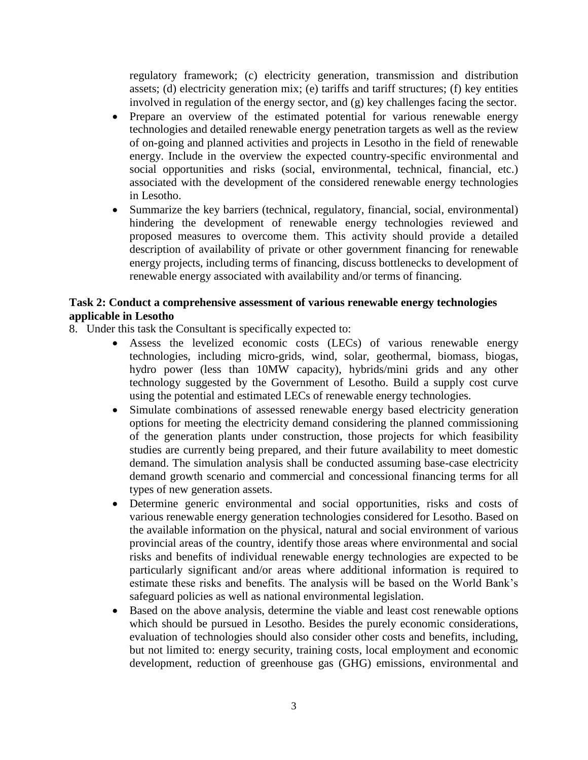regulatory framework; (c) electricity generation, transmission and distribution assets; (d) electricity generation mix; (e) tariffs and tariff structures; (f) key entities involved in regulation of the energy sector, and (g) key challenges facing the sector.

- Prepare an overview of the estimated potential for various renewable energy technologies and detailed renewable energy penetration targets as well as the review of on-going and planned activities and projects in Lesotho in the field of renewable energy. Include in the overview the expected country-specific environmental and social opportunities and risks (social, environmental, technical, financial, etc.) associated with the development of the considered renewable energy technologies in Lesotho.
- Summarize the key barriers (technical, regulatory, financial, social, environmental) hindering the development of renewable energy technologies reviewed and proposed measures to overcome them. This activity should provide a detailed description of availability of private or other government financing for renewable energy projects, including terms of financing, discuss bottlenecks to development of renewable energy associated with availability and/or terms of financing.

**Task 2: Conduct a comprehensive assessment of various renewable energy technologies applicable in Lesotho**

8. Under this task the Consultant is specifically expected to:
   - Assess the levelized economic costs (LECs) of various renewable energy technologies, including micro-grids, wind, solar, geothermal, biomass, biogas, hydro power (less than 10MW capacity), hybrids/mini grids and any other technology suggested by the Government of Lesotho. Build a supply cost curve using the potential and estimated LECs of renewable energy technologies.
   - Simulate combinations of assessed renewable energy based electricity generation options for meeting the electricity demand considering the planned commissioning of the generation plants under construction, those projects for which feasibility studies are currently being prepared, and their future availability to meet domestic demand. The simulation analysis shall be conducted assuming base-case electricity demand growth scenario and commercial and concessional financing terms for all types of new generation assets.
   - Determine generic environmental and social opportunities, risks and costs of various renewable energy generation technologies considered for Lesotho. Based on the available information on the physical, natural and social environment of various provincial areas of the country, identify those areas where environmental and social risks and benefits of individual renewable energy technologies are expected to be particularly significant and/or areas where additional information is required to estimate these risks and benefits. The analysis will be based on the World Bank's safeguard policies as well as national environmental legislation.
   - Based on the above analysis, determine the viable and least cost renewable options which should be pursued in Lesotho. Besides the purely economic considerations, evaluation of technologies should also consider other costs and benefits, including, but not limited to: energy security, training costs, local employment and economic development, reduction of greenhouse gas (GHG) emissions, environmental and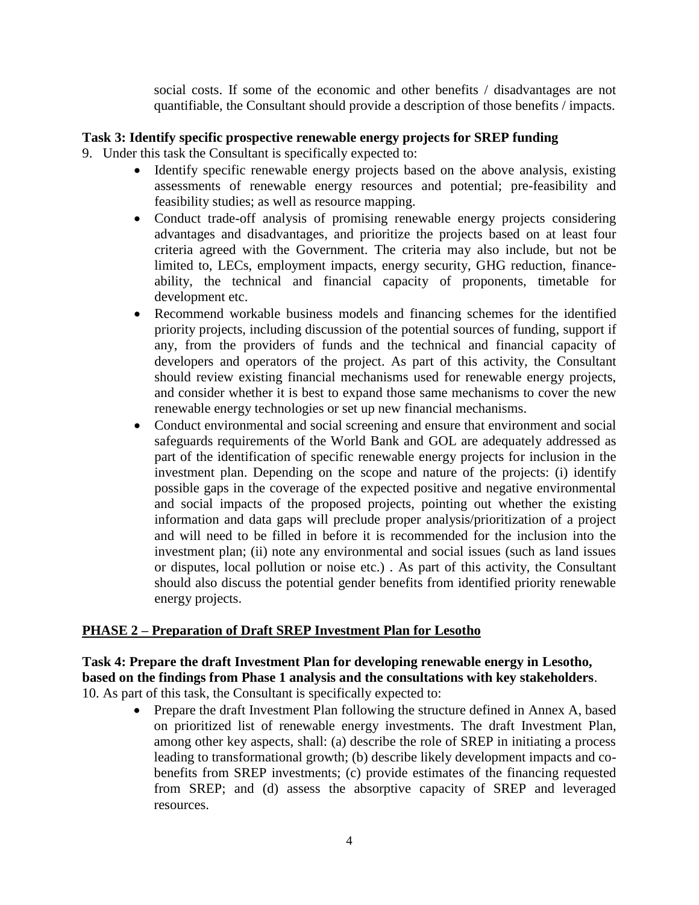social costs. If some of the economic and other benefits / disadvantages are not quantifiable, the Consultant should provide a description of those benefits / impacts.

**Task 3: Identify specific prospective renewable energy projects for SREP funding**

9. Under this task the Consultant is specifically expected to:
   - Identify specific renewable energy projects based on the above analysis, existing assessments of renewable energy resources and potential; pre-feasibility and feasibility studies; as well as resource mapping.
   - Conduct trade-off analysis of promising renewable energy projects considering advantages and disadvantages, and prioritize the projects based on at least four criteria agreed with the Government. The criteria may also include, but not be limited to, LECs, employment impacts, energy security, GHG reduction, finance-ability, the technical and financial capacity of proponents, timetable for development etc.
   - Recommend workable business models and financing schemes for the identified priority projects, including discussion of the potential sources of funding, support if any, from the providers of funds and the technical and financial capacity of developers and operators of the project. As part of this activity, the Consultant should review existing financial mechanisms used for renewable energy projects, and consider whether it is best to expand those same mechanisms to cover the new renewable energy technologies or set up new financial mechanisms.
   - Conduct environmental and social screening and ensure that environment and social safeguards requirements of the World Bank and GOL are adequately addressed as part of the identification of specific renewable energy projects for inclusion in the investment plan. Depending on the scope and nature of the projects: (i) identify possible gaps in the coverage of the expected positive and negative environmental and social impacts of the proposed projects, pointing out whether the existing information and data gaps will preclude proper analysis/prioritization of a project and will need to be filled in before it is recommended for the inclusion into the investment plan; (ii) note any environmental and social issues (such as land issues or disputes, local pollution or noise etc.) . As part of this activity, the Consultant should also discuss the potential gender benefits from identified priority renewable energy projects.

## PHASE 2 – Preparation of Draft SREP Investment Plan for Lesotho

**Task 4: Prepare the draft Investment Plan for developing renewable energy in Lesotho, based on the findings from Phase 1 analysis and the consultations with key stakeholders**.

10. As part of this task, the Consultant is specifically expected to:
   - Prepare the draft Investment Plan following the structure defined in Annex A, based on prioritized list of renewable energy investments. The draft Investment Plan, among other key aspects, shall: (a) describe the role of SREP in initiating a process leading to transformational growth; (b) describe likely development impacts and co-benefits from SREP investments; (c) provide estimates of the financing requested from SREP; and (d) assess the absorptive capacity of SREP and leveraged resources.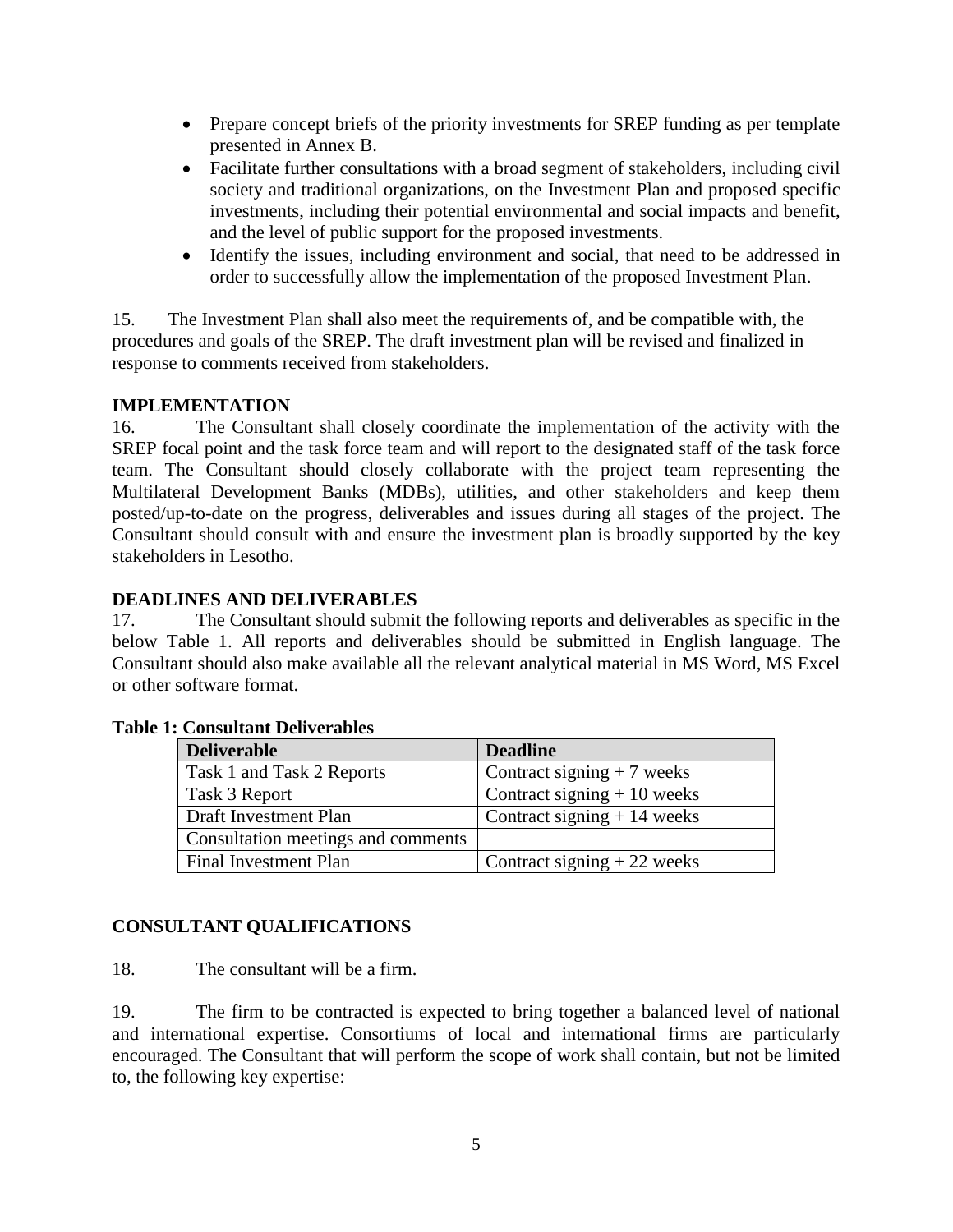- Prepare concept briefs of the priority investments for SREP funding as per template presented in Annex B.
- Facilitate further consultations with a broad segment of stakeholders, including civil society and traditional organizations, on the Investment Plan and proposed specific investments, including their potential environmental and social impacts and benefit, and the level of public support for the proposed investments.
- Identify the issues, including environment and social, that need to be addressed in order to successfully allow the implementation of the proposed Investment Plan.

15. The Investment Plan shall also meet the requirements of, and be compatible with, the procedures and goals of the SREP. The draft investment plan will be revised and finalized in response to comments received from stakeholders.

**IMPLEMENTATION**

16. The Consultant shall closely coordinate the implementation of the activity with the SREP focal point and the task force team and will report to the designated staff of the task force team. The Consultant should closely collaborate with the project team representing the Multilateral Development Banks (MDBs), utilities, and other stakeholders and keep them posted/up-to-date on the progress, deliverables and issues during all stages of the project. The Consultant should consult with and ensure the investment plan is broadly supported by the key stakeholders in Lesotho.

**DEADLINES AND DELIVERABLES**

17. The Consultant should submit the following reports and deliverables as specific in the below Table 1. All reports and deliverables should be submitted in English language. The Consultant should also make available all the relevant analytical material in MS Word, MS Excel or other software format.

**Table 1: Consultant Deliverables**

| Deliverable | Deadline |
|---|---|
| Task 1 and Task 2 Reports | Contract signing + 7 weeks |
| Task 3 Report | Contract signing + 10 weeks |
| Draft Investment Plan | Contract signing + 14 weeks |
| Consultation meetings and comments | |
| Final Investment Plan | Contract signing + 22 weeks |

**CONSULTANT QUALIFICATIONS**

18. The consultant will be a firm.

19. The firm to be contracted is expected to bring together a balanced level of national and international expertise. Consortiums of local and international firms are particularly encouraged. The Consultant that will perform the scope of work shall contain, but not be limited to, the following key expertise: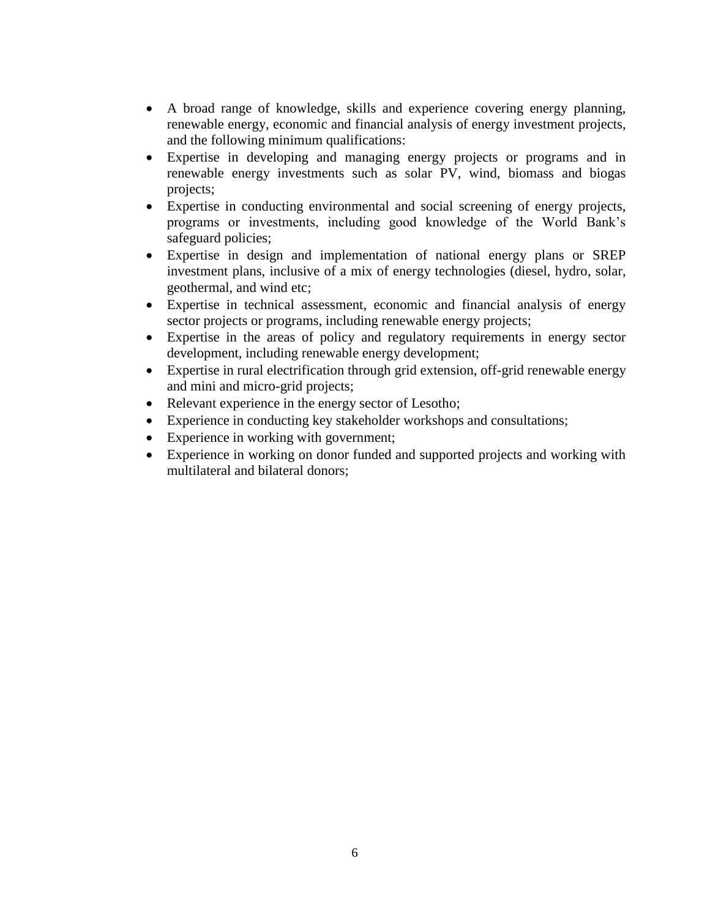- A broad range of knowledge, skills and experience covering energy planning, renewable energy, economic and financial analysis of energy investment projects, and the following minimum qualifications:
- Expertise in developing and managing energy projects or programs and in renewable energy investments such as solar PV, wind, biomass and biogas projects;
- Expertise in conducting environmental and social screening of energy projects, programs or investments, including good knowledge of the World Bank's safeguard policies;
- Expertise in design and implementation of national energy plans or SREP investment plans, inclusive of a mix of energy technologies (diesel, hydro, solar, geothermal, and wind etc;
- Expertise in technical assessment, economic and financial analysis of energy sector projects or programs, including renewable energy projects;
- Expertise in the areas of policy and regulatory requirements in energy sector development, including renewable energy development;
- Expertise in rural electrification through grid extension, off-grid renewable energy and mini and micro-grid projects;
- Relevant experience in the energy sector of Lesotho;
- Experience in conducting key stakeholder workshops and consultations;
- Experience in working with government;
- Experience in working on donor funded and supported projects and working with multilateral and bilateral donors;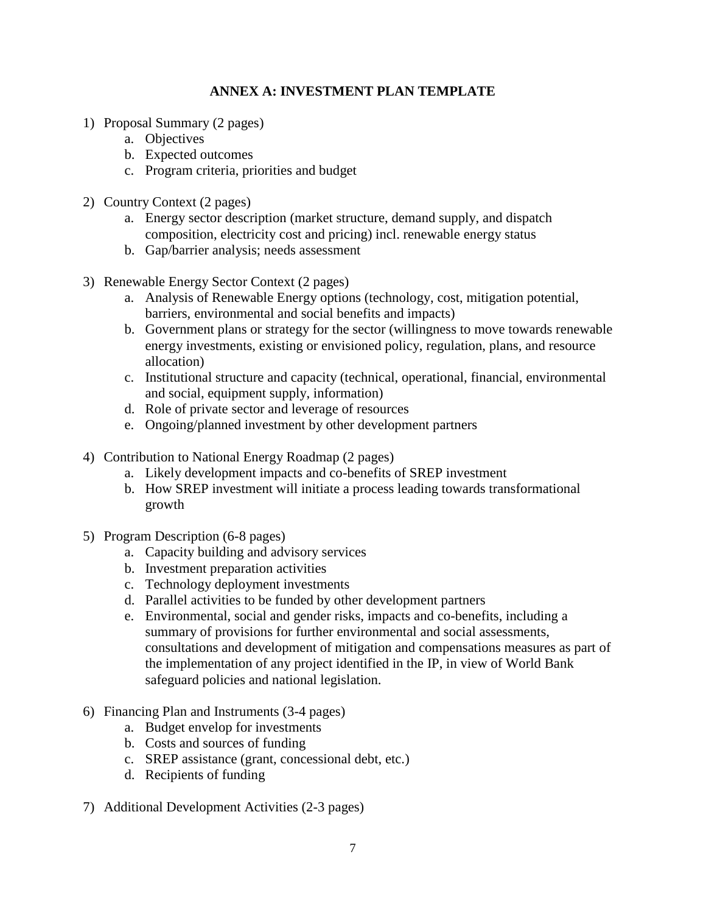# ANNEX A: INVESTMENT PLAN TEMPLATE

1) Proposal Summary (2 pages)
    a. Objectives
    b. Expected outcomes
    c. Program criteria, priorities and budget

2) Country Context (2 pages)
    a. Energy sector description (market structure, demand supply, and dispatch composition, electricity cost and pricing) incl. renewable energy status
    b. Gap/barrier analysis; needs assessment

3) Renewable Energy Sector Context (2 pages)
    a. Analysis of Renewable Energy options (technology, cost, mitigation potential, barriers, environmental and social benefits and impacts)
    b. Government plans or strategy for the sector (willingness to move towards renewable energy investments, existing or envisioned policy, regulation, plans, and resource allocation)
    c. Institutional structure and capacity (technical, operational, financial, environmental and social, equipment supply, information)
    d. Role of private sector and leverage of resources
    e. Ongoing/planned investment by other development partners

4) Contribution to National Energy Roadmap (2 pages)
    a. Likely development impacts and co-benefits of SREP investment
    b. How SREP investment will initiate a process leading towards transformational growth

5) Program Description (6-8 pages)
    a. Capacity building and advisory services
    b. Investment preparation activities
    c. Technology deployment investments
    d. Parallel activities to be funded by other development partners
    e. Environmental, social and gender risks, impacts and co-benefits, including a summary of provisions for further environmental and social assessments, consultations and development of mitigation and compensations measures as part of the implementation of any project identified in the IP, in view of World Bank safeguard policies and national legislation.

6) Financing Plan and Instruments (3-4 pages)
    a. Budget envelop for investments
    b. Costs and sources of funding
    c. SREP assistance (grant, concessional debt, etc.)
    d. Recipients of funding

7) Additional Development Activities (2-3 pages)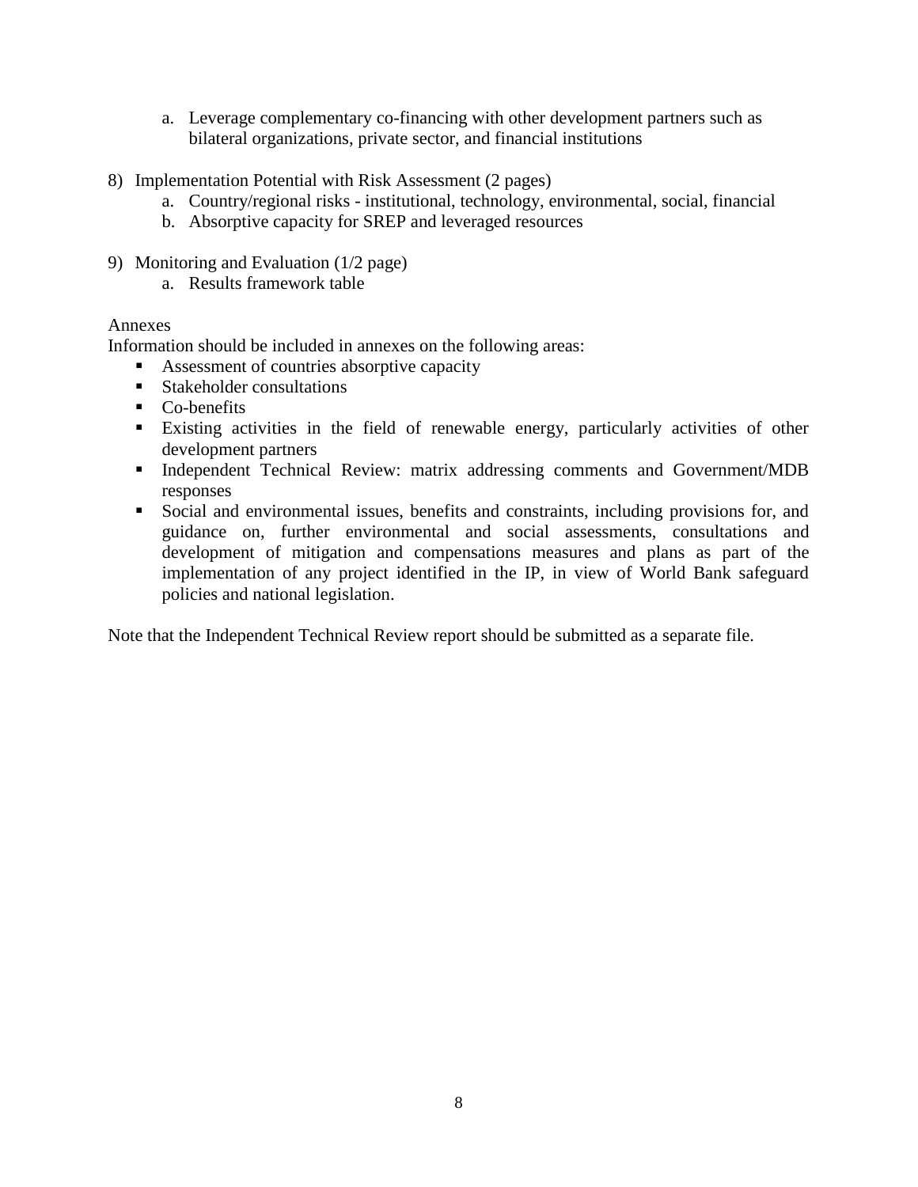a. Leverage complementary co-financing with other development partners such as bilateral organizations, private sector, and financial institutions

8) Implementation Potential with Risk Assessment (2 pages)
    a. Country/regional risks - institutional, technology, environmental, social, financial
    b. Absorptive capacity for SREP and leveraged resources

9) Monitoring and Evaluation (1/2 page)
    a. Results framework table

Annexes

Information should be included in annexes on the following areas:

- Assessment of countries absorptive capacity
- Stakeholder consultations
- Co-benefits
- Existing activities in the field of renewable energy, particularly activities of other development partners
- Independent Technical Review: matrix addressing comments and Government/MDB responses
- Social and environmental issues, benefits and constraints, including provisions for, and guidance on, further environmental and social assessments, consultations and development of mitigation and compensations measures and plans as part of the implementation of any project identified in the IP, in view of World Bank safeguard policies and national legislation.

Note that the Independent Technical Review report should be submitted as a separate file.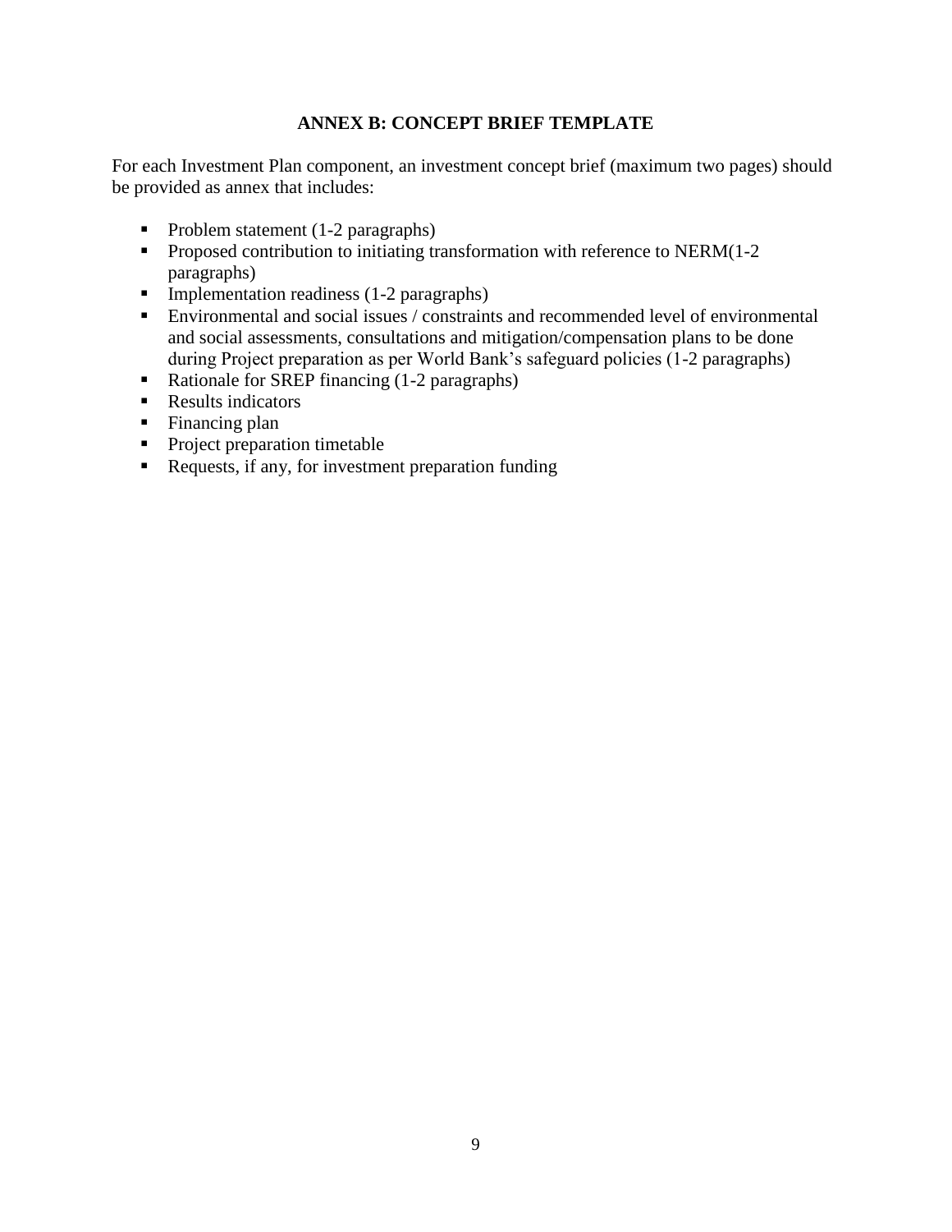## ANNEX B: CONCEPT BRIEF TEMPLATE

For each Investment Plan component, an investment concept brief (maximum two pages) should be provided as annex that includes:

- Problem statement (1-2 paragraphs)
- Proposed contribution to initiating transformation with reference to NERM(1-2 paragraphs)
- Implementation readiness (1-2 paragraphs)
- Environmental and social issues / constraints and recommended level of environmental and social assessments, consultations and mitigation/compensation plans to be done during Project preparation as per World Bank's safeguard policies (1-2 paragraphs)
- Rationale for SREP financing (1-2 paragraphs)
- Results indicators
- Financing plan
- Project preparation timetable
- Requests, if any, for investment preparation funding